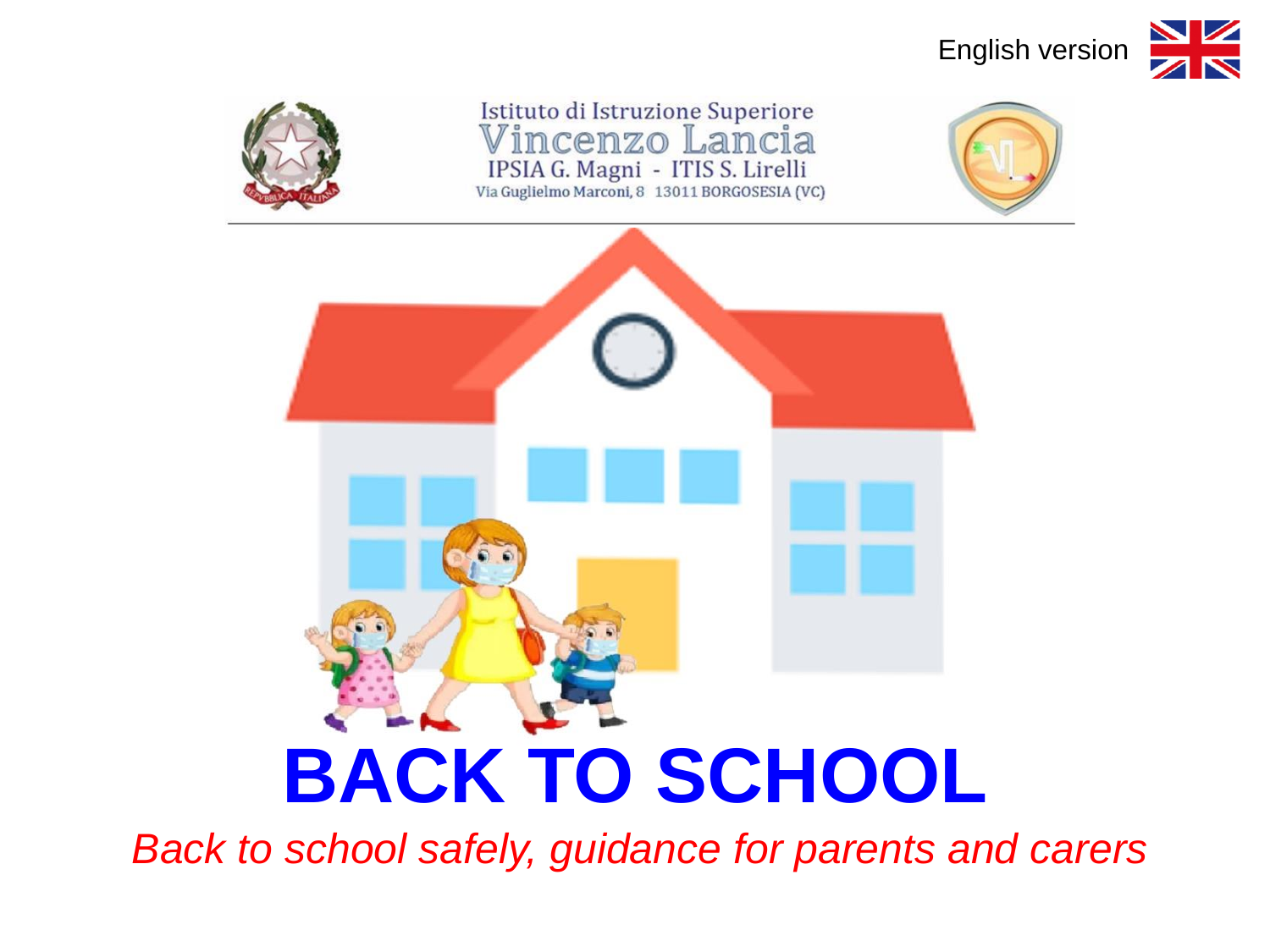English version

Istituto di Istruzione Superiore
Vincenzo Lancia
IPSIA G. Magni - ITIS S. Lirelli
Via Guglielmo Marconi, 8 13011 BORGOSESIA (VC)

# BACK TO SCHOOL

*Back to school safely, guidance for parents and carers*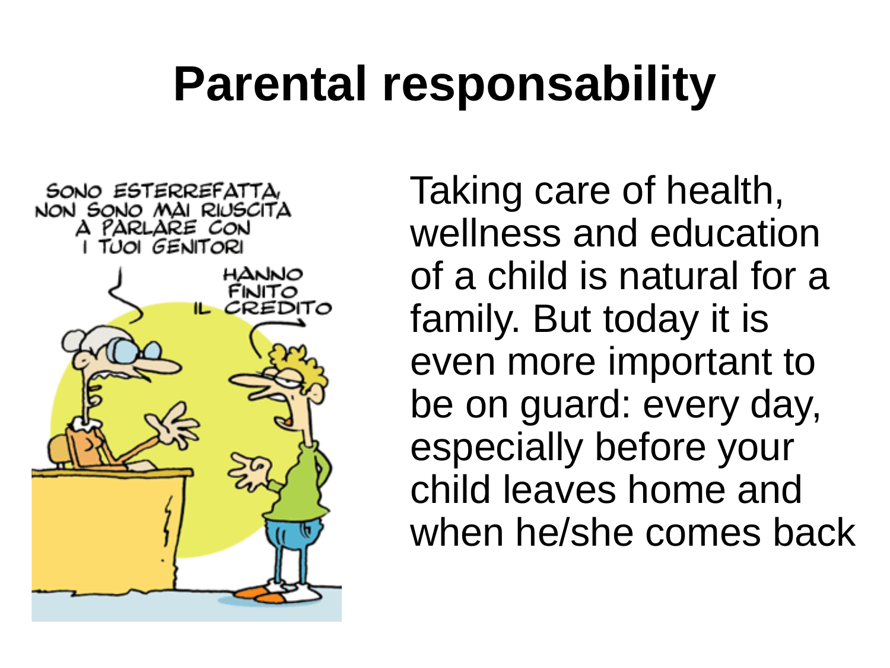# Parental responsability

SONO ESTERREFATTA, NON SONO MAI RIUSCITA A PARLARE CON I TUOI GENITORI

HANNO FINITO IL CREDITO

Taking care of health, wellness and education of a child is natural for a family. But today it is even more important to be on guard: every day, especially before your child leaves home and when he/she comes back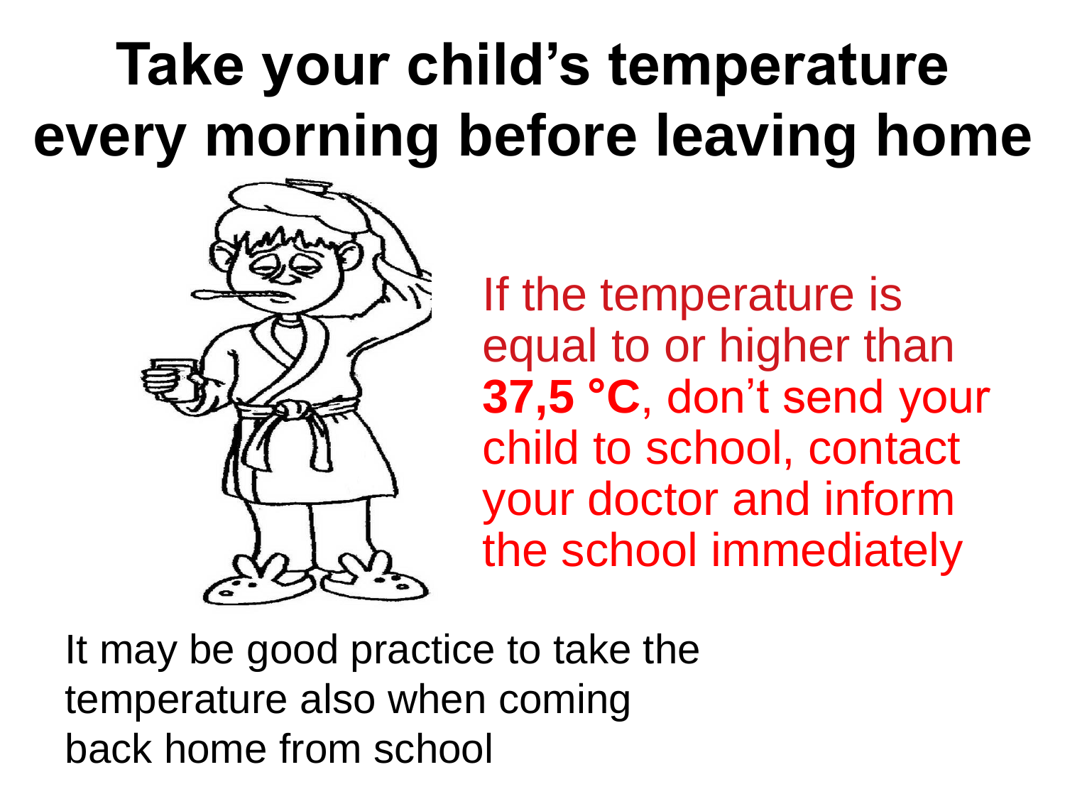# Take your child's temperature every morning before leaving home

If the temperature is equal to or higher than **37,5 °C**, don't send your child to school, contact your doctor and inform the school immediately

It may be good practice to take the temperature also when coming back home from school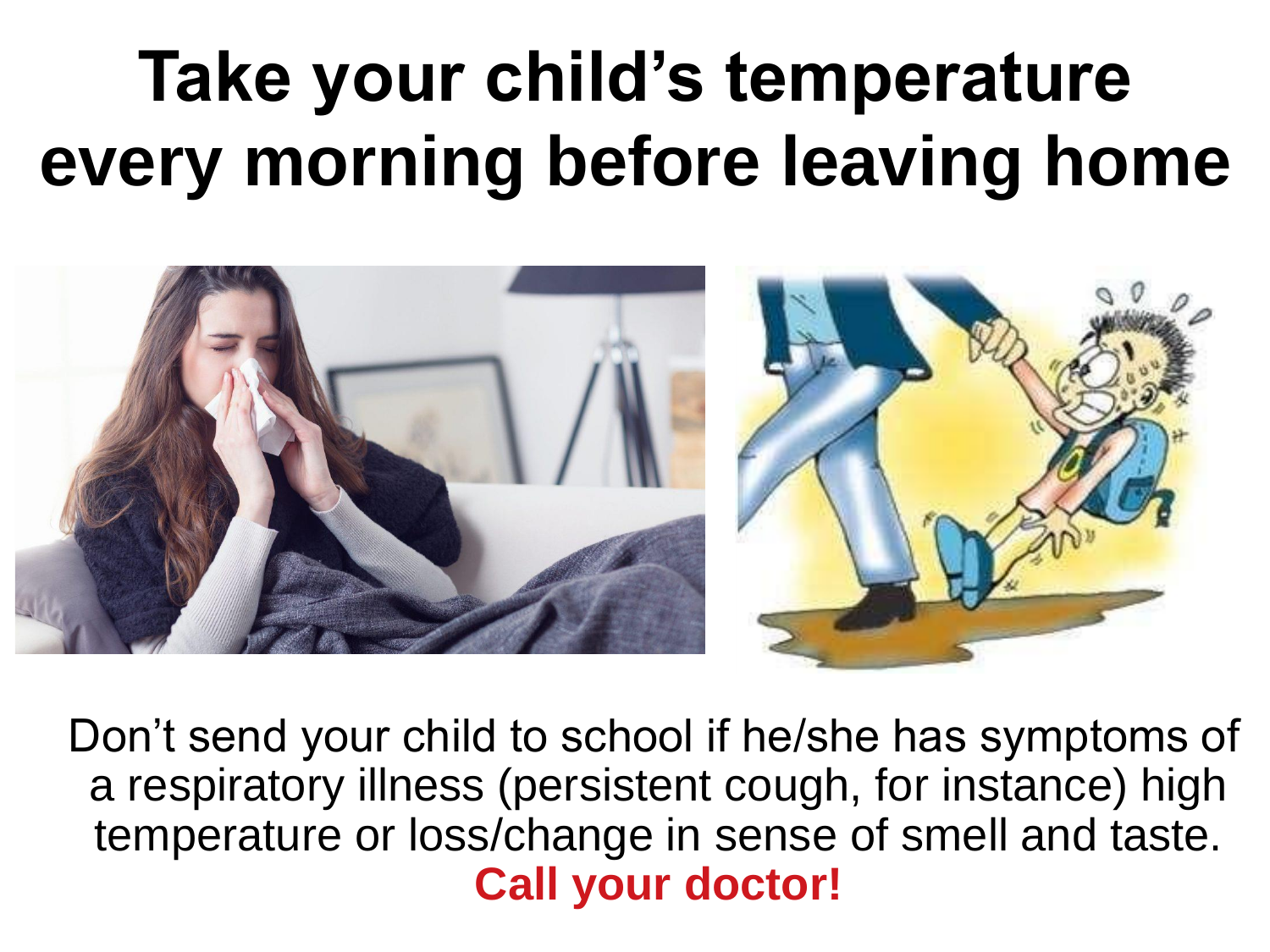# Take your child's temperature every morning before leaving home

Don't send your child to school if he/she has symptoms of a respiratory illness (persistent cough, for instance) high temperature or loss/change in sense of smell and taste.

**Call your doctor!**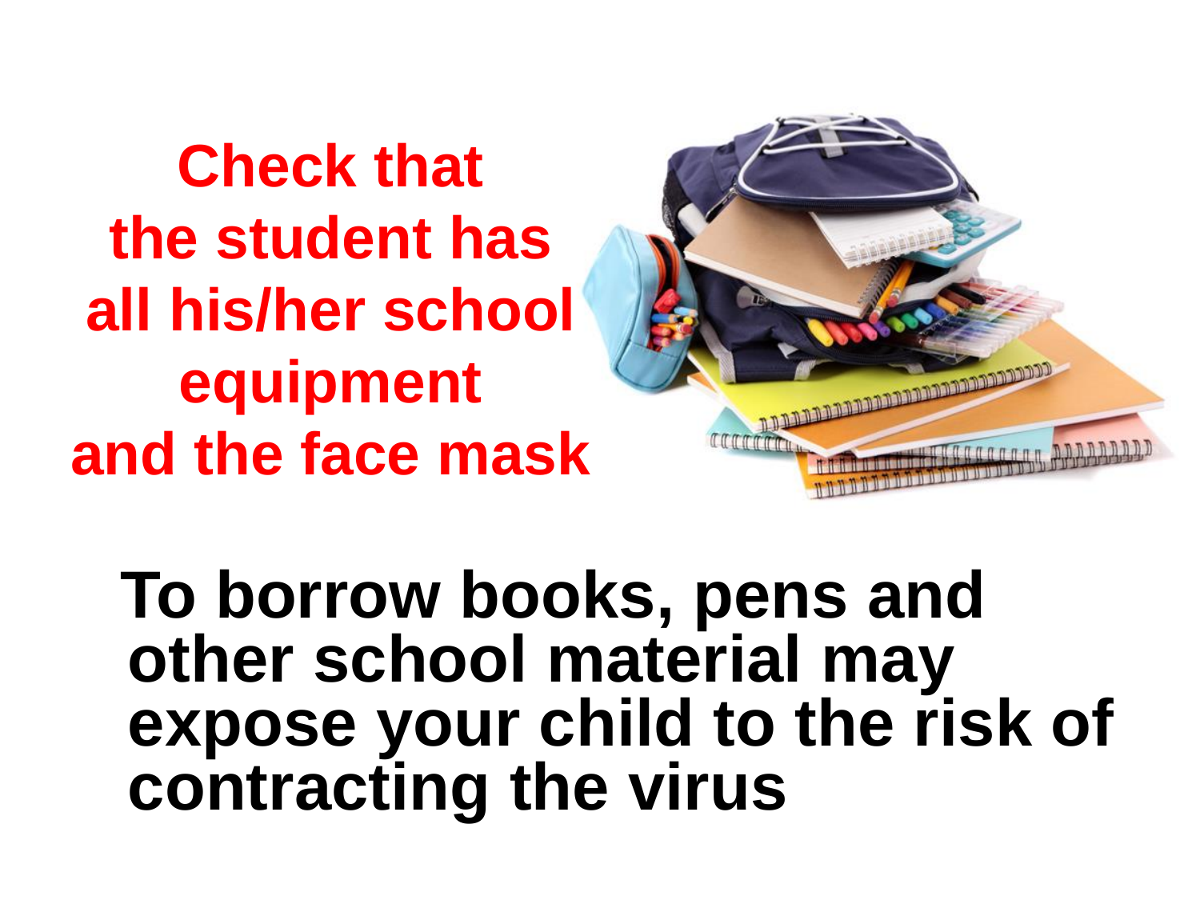**Check that the student has all his/her school equipment and the face mask**

**To borrow books, pens and other school material may expose your child to the risk of contracting the virus**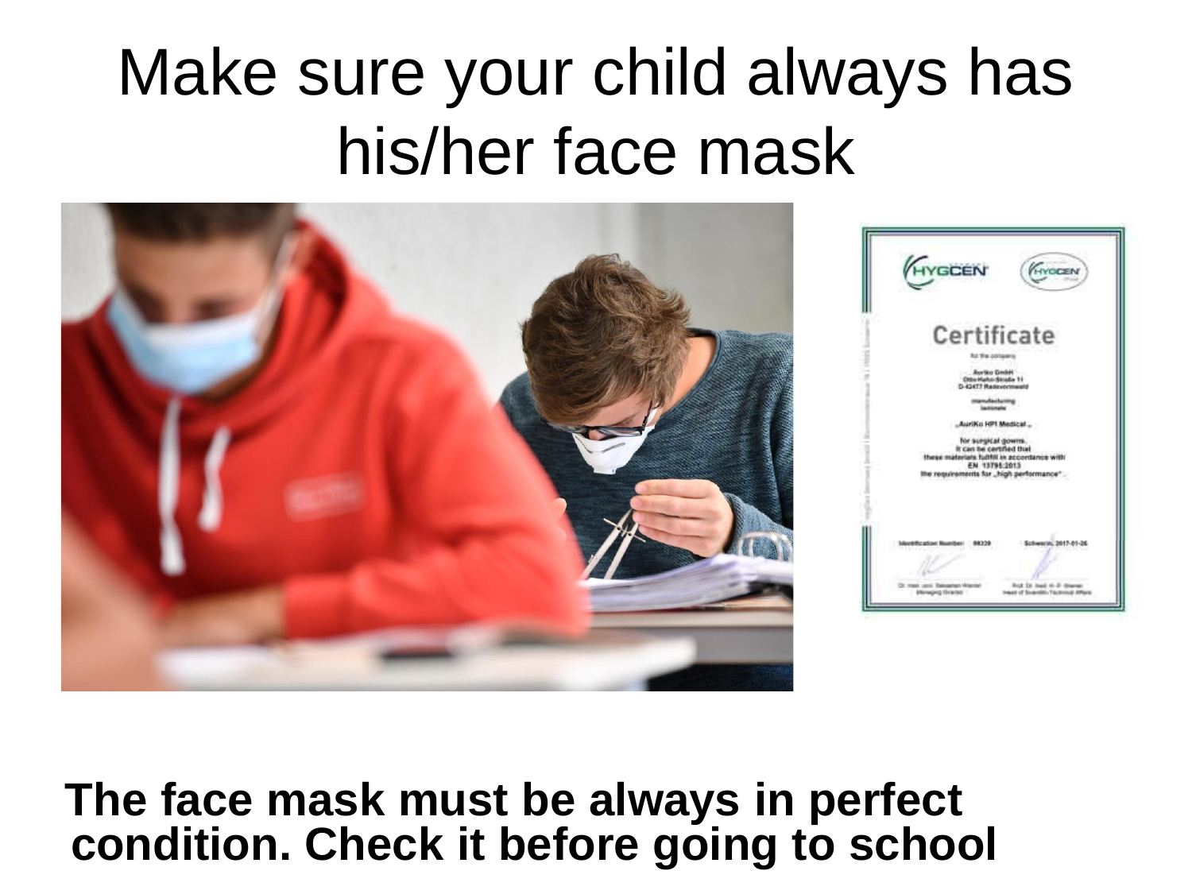# Make sure your child always has his/her face mask

**The face mask must be always in perfect condition. Check it before going to school**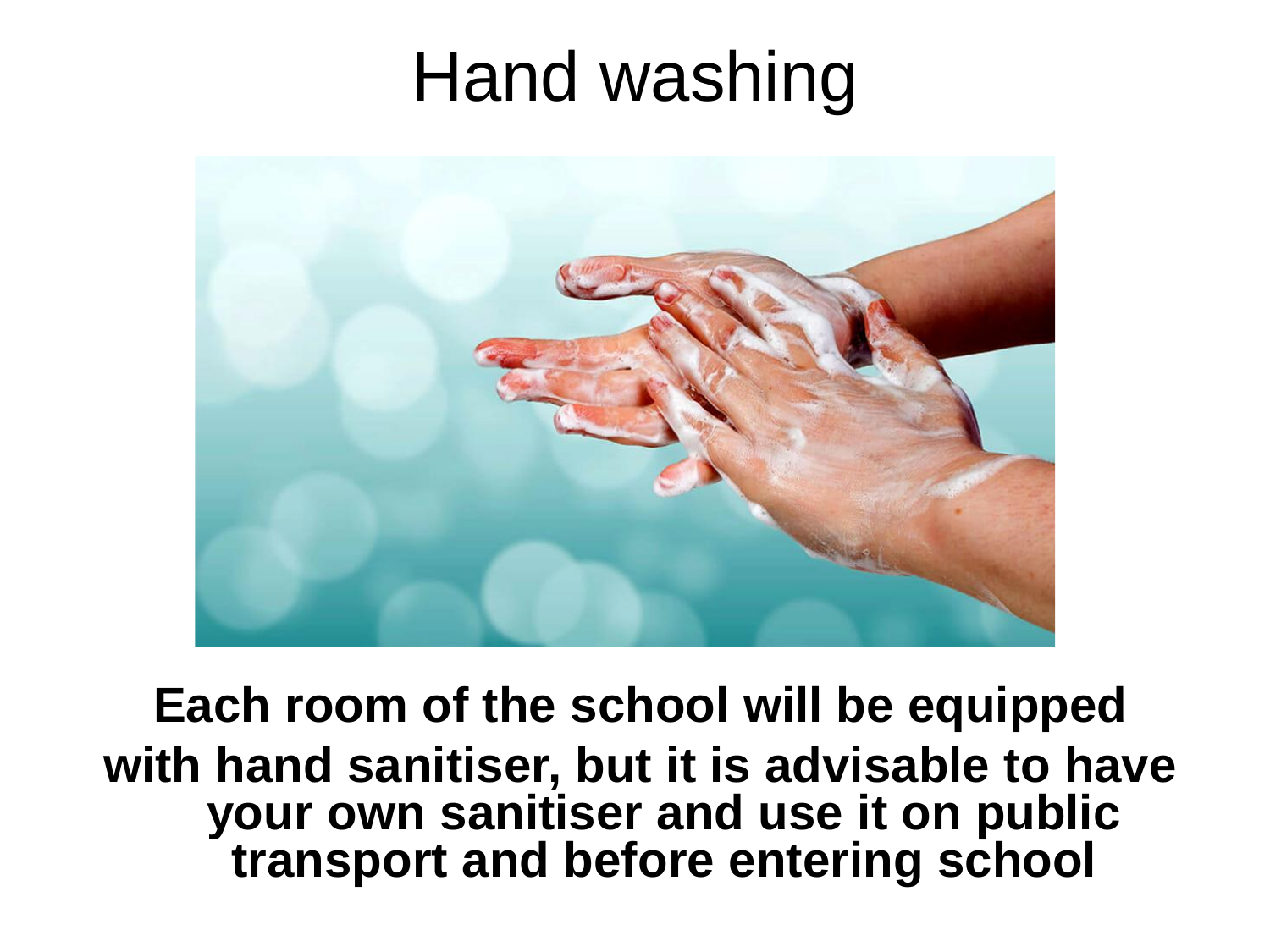# Hand washing

**Each room of the school will be equipped with hand sanitiser, but it is advisable to have your own sanitiser and use it on public transport and before entering school**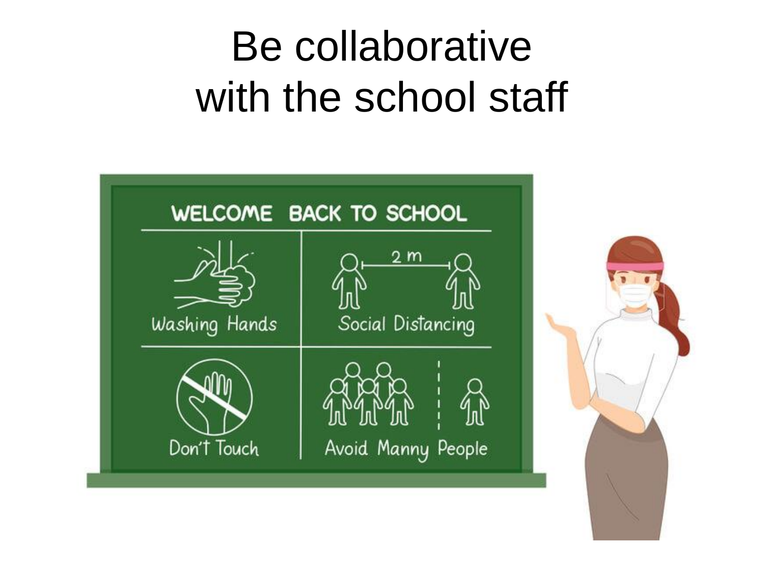# Be collaborative with the school staff

WELCOME BACK TO SCHOOL

Washing Hands

2 m

Social Distancing

Don't Touch

Avoid Manny People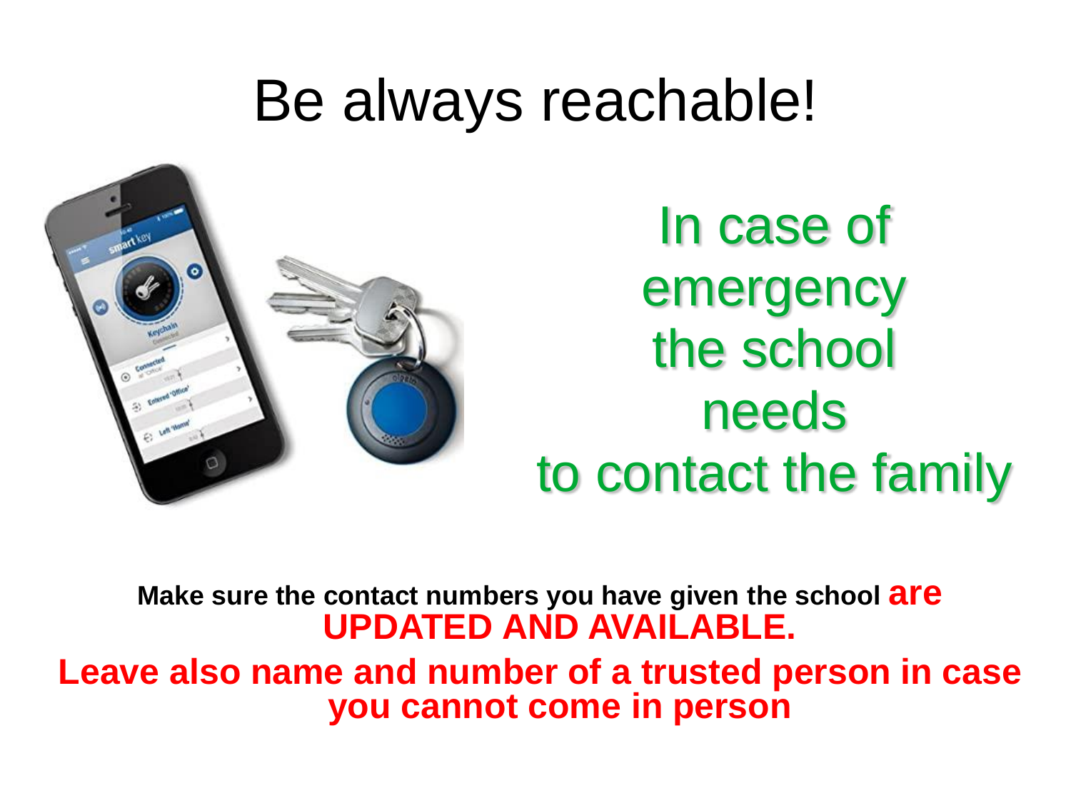# Be always reachable!

In case of emergency the school needs to contact the family

**Make sure the contact numbers you have given the school are UPDATED AND AVAILABLE.**

**Leave also name and number of a trusted person in case you cannot come in person**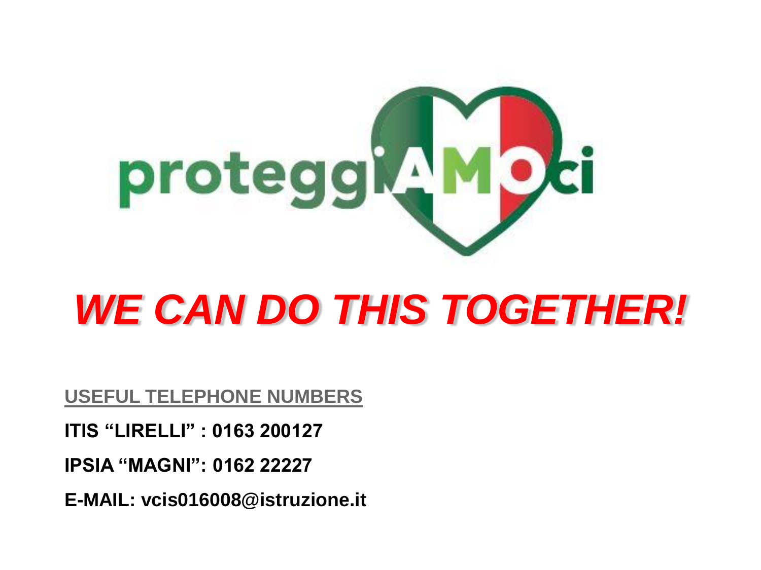proteggiAMOci

# *WE CAN DO THIS TOGETHER!*

**USEFUL TELEPHONE NUMBERS**

**ITIS “LIRELLI” : 0163 200127**

**IPSIA “MAGNI”: 0162 22227**

**E-MAIL: vcis016008@istruzione.it**